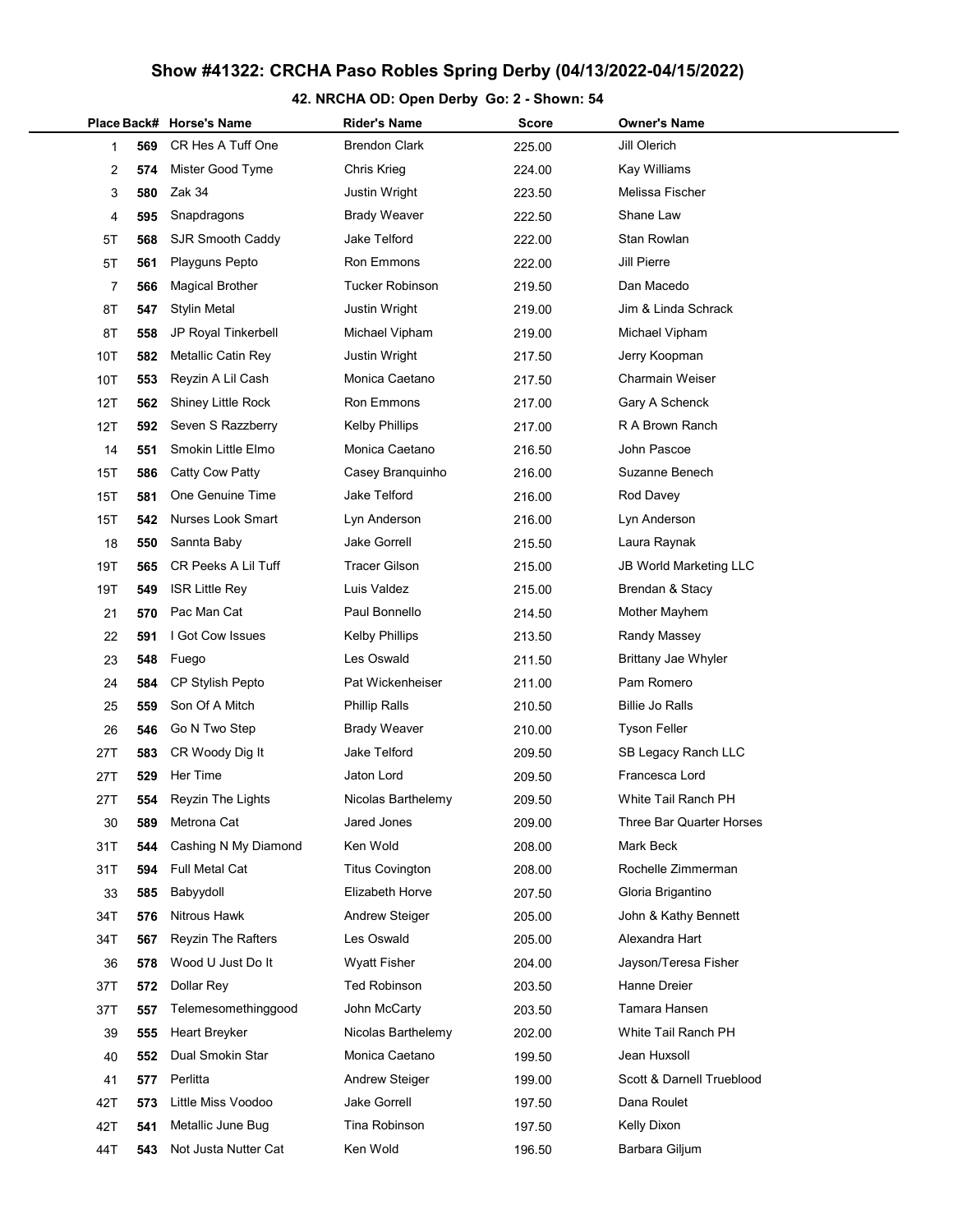# Show #41322: CRCHA Paso Robles Spring Derby (04/13/2022-04/15/2022)

## 42. NRCHA OD: Open Derby Go: 2 - Shown: 54

| Place | Back# | Horse's Name | Rider's Name | Score | Owner's Name |
|---|---|---|---|---|---|
| 1 | 569 | CR Hes A Tuff One | Brendon Clark | 225.00 | Jill Olerich |
| 2 | 574 | Mister Good Tyme | Chris Krieg | 224.00 | Kay Williams |
| 3 | 580 | Zak 34 | Justin Wright | 223.50 | Melissa Fischer |
| 4 | 595 | Snapdragons | Brady Weaver | 222.50 | Shane Law |
| 5T | 568 | SJR Smooth Caddy | Jake Telford | 222.00 | Stan Rowlan |
| 5T | 561 | Playguns Pepto | Ron Emmons | 222.00 | Jill Pierre |
| 7 | 566 | Magical Brother | Tucker Robinson | 219.50 | Dan Macedo |
| 8T | 547 | Stylin Metal | Justin Wright | 219.00 | Jim & Linda Schrack |
| 8T | 558 | JP Royal Tinkerbell | Michael Vipham | 219.00 | Michael Vipham |
| 10T | 582 | Metallic Catin Rey | Justin Wright | 217.50 | Jerry Koopman |
| 10T | 553 | Reyzin A Lil Cash | Monica Caetano | 217.50 | Charmain Weiser |
| 12T | 562 | Shiney Little Rock | Ron Emmons | 217.00 | Gary A Schenck |
| 12T | 592 | Seven S Razzberry | Kelby Phillips | 217.00 | R A Brown Ranch |
| 14 | 551 | Smokin Little Elmo | Monica Caetano | 216.50 | John Pascoe |
| 15T | 586 | Catty Cow Patty | Casey Branquinho | 216.00 | Suzanne Benech |
| 15T | 581 | One Genuine Time | Jake Telford | 216.00 | Rod Davey |
| 15T | 542 | Nurses Look Smart | Lyn Anderson | 216.00 | Lyn Anderson |
| 18 | 550 | Sannta Baby | Jake Gorrell | 215.50 | Laura Raynak |
| 19T | 565 | CR Peeks A Lil Tuff | Tracer Gilson | 215.00 | JB World Marketing LLC |
| 19T | 549 | ISR Little Rey | Luis Valdez | 215.00 | Brendan & Stacy |
| 21 | 570 | Pac Man Cat | Paul Bonnello | 214.50 | Mother Mayhem |
| 22 | 591 | I Got Cow Issues | Kelby Phillips | 213.50 | Randy Massey |
| 23 | 548 | Fuego | Les Oswald | 211.50 | Brittany Jae Whyler |
| 24 | 584 | CP Stylish Pepto | Pat Wickenheiser | 211.00 | Pam Romero |
| 25 | 559 | Son Of A Mitch | Phillip Ralls | 210.50 | Billie Jo Ralls |
| 26 | 546 | Go N Two Step | Brady Weaver | 210.00 | Tyson Feller |
| 27T | 583 | CR Woody Dig It | Jake Telford | 209.50 | SB Legacy Ranch LLC |
| 27T | 529 | Her Time | Jaton Lord | 209.50 | Francesca Lord |
| 27T | 554 | Reyzin The Lights | Nicolas Barthelemy | 209.50 | White Tail Ranch PH |
| 30 | 589 | Metrona Cat | Jared Jones | 209.00 | Three Bar Quarter Horses |
| 31T | 544 | Cashing N My Diamond | Ken Wold | 208.00 | Mark Beck |
| 31T | 594 | Full Metal Cat | Titus Covington | 208.00 | Rochelle Zimmerman |
| 33 | 585 | Babyydoll | Elizabeth Horve | 207.50 | Gloria Brigantino |
| 34T | 576 | Nitrous Hawk | Andrew Steiger | 205.00 | John & Kathy Bennett |
| 34T | 567 | Reyzin The Rafters | Les Oswald | 205.00 | Alexandra Hart |
| 36 | 578 | Wood U Just Do It | Wyatt Fisher | 204.00 | Jayson/Teresa Fisher |
| 37T | 572 | Dollar Rey | Ted Robinson | 203.50 | Hanne Dreier |
| 37T | 557 | Telemesomethinggood | John McCarty | 203.50 | Tamara Hansen |
| 39 | 555 | Heart Breyker | Nicolas Barthelemy | 202.00 | White Tail Ranch PH |
| 40 | 552 | Dual Smokin Star | Monica Caetano | 199.50 | Jean Huxsoll |
| 41 | 577 | Perlitta | Andrew Steiger | 199.00 | Scott & Darnell Trueblood |
| 42T | 573 | Little Miss Voodoo | Jake Gorrell | 197.50 | Dana Roulet |
| 42T | 541 | Metallic June Bug | Tina Robinson | 197.50 | Kelly Dixon |
| 44T | 543 | Not Justa Nutter Cat | Ken Wold | 196.50 | Barbara Giljum |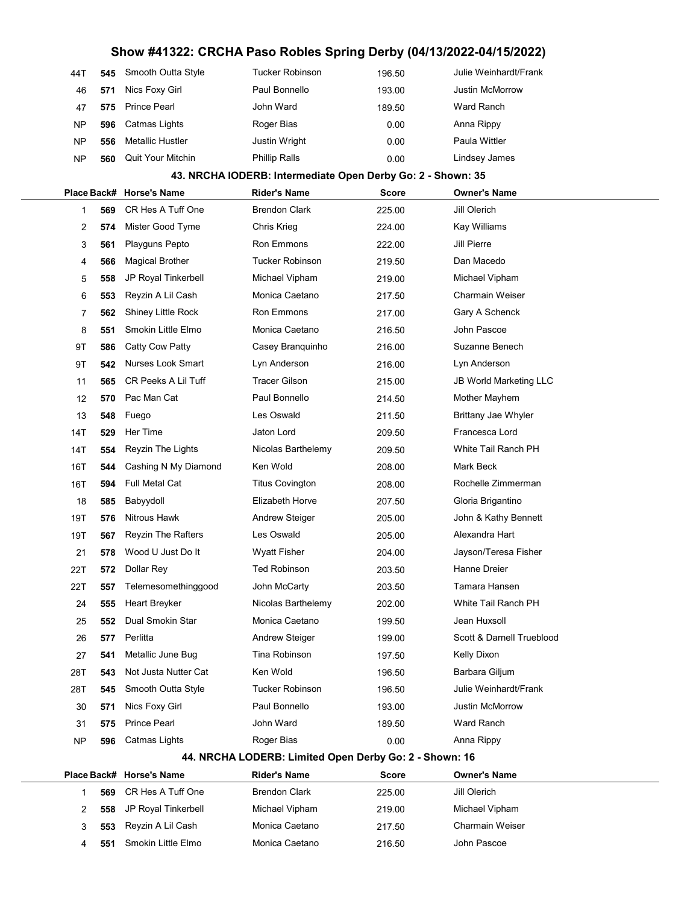| Place | Back# | Horse's Name | Rider's Name | Score | Owner's Name |
|---|---|---|---|---|---|
| 44T | 545 | Smooth Outta Style | Tucker Robinson | 196.50 | Julie Weinhardt/Frank |
| 46 | 571 | Nics Foxy Girl | Paul Bonnello | 193.00 | Justin McMorrow |
| 47 | 575 | Prince Pearl | John Ward | 189.50 | Ward Ranch |
| NP | 596 | Catmas Lights | Roger Bias | 0.00 | Anna Rippy |
| NP | 556 | Metallic Hustler | Justin Wright | 0.00 | Paula Wittler |
| NP | 560 | Quit Your Mitchin | Phillip Ralls | 0.00 | Lindsey James |

### 43. NRCHA IODERB: Intermediate Open Derby Go: 2 - Shown: 35

| Place | Back# | Horse's Name | Rider's Name | Score | Owner's Name |
|---|---|---|---|---|---|
| 1 | 569 | CR Hes A Tuff One | Brendon Clark | 225.00 | Jill Olerich |
| 2 | 574 | Mister Good Tyme | Chris Krieg | 224.00 | Kay Williams |
| 3 | 561 | Playguns Pepto | Ron Emmons | 222.00 | Jill Pierre |
| 4 | 566 | Magical Brother | Tucker Robinson | 219.50 | Dan Macedo |
| 5 | 558 | JP Royal Tinkerbell | Michael Vipham | 219.00 | Michael Vipham |
| 6 | 553 | Reyzin A Lil Cash | Monica Caetano | 217.50 | Charmain Weiser |
| 7 | 562 | Shiney Little Rock | Ron Emmons | 217.00 | Gary A Schenck |
| 8 | 551 | Smokin Little Elmo | Monica Caetano | 216.50 | John Pascoe |
| 9T | 586 | Catty Cow Patty | Casey Branquinho | 216.00 | Suzanne Benech |
| 9T | 542 | Nurses Look Smart | Lyn Anderson | 216.00 | Lyn Anderson |
| 11 | 565 | CR Peeks A Lil Tuff | Tracer Gilson | 215.00 | JB World Marketing LLC |
| 12 | 570 | Pac Man Cat | Paul Bonnello | 214.50 | Mother Mayhem |
| 13 | 548 | Fuego | Les Oswald | 211.50 | Brittany Jae Whyler |
| 14T | 529 | Her Time | Jaton Lord | 209.50 | Francesca Lord |
| 14T | 554 | Reyzin The Lights | Nicolas Barthelemy | 209.50 | White Tail Ranch PH |
| 16T | 544 | Cashing N My Diamond | Ken Wold | 208.00 | Mark Beck |
| 16T | 594 | Full Metal Cat | Titus Covington | 208.00 | Rochelle Zimmerman |
| 18 | 585 | Babyydoll | Elizabeth Horve | 207.50 | Gloria Brigantino |
| 19T | 576 | Nitrous Hawk | Andrew Steiger | 205.00 | John & Kathy Bennett |
| 19T | 567 | Reyzin The Rafters | Les Oswald | 205.00 | Alexandra Hart |
| 21 | 578 | Wood U Just Do It | Wyatt Fisher | 204.00 | Jayson/Teresa Fisher |
| 22T | 572 | Dollar Rey | Ted Robinson | 203.50 | Hanne Dreier |
| 22T | 557 | Telemesomethinggood | John McCarty | 203.50 | Tamara Hansen |
| 24 | 555 | Heart Breyker | Nicolas Barthelemy | 202.00 | White Tail Ranch PH |
| 25 | 552 | Dual Smokin Star | Monica Caetano | 199.50 | Jean Huxsoll |
| 26 | 577 | Perlitta | Andrew Steiger | 199.00 | Scott & Darnell Trueblood |
| 27 | 541 | Metallic June Bug | Tina Robinson | 197.50 | Kelly Dixon |
| 28T | 543 | Not Justa Nutter Cat | Ken Wold | 196.50 | Barbara Giljum |
| 28T | 545 | Smooth Outta Style | Tucker Robinson | 196.50 | Julie Weinhardt/Frank |
| 30 | 571 | Nics Foxy Girl | Paul Bonnello | 193.00 | Justin McMorrow |
| 31 | 575 | Prince Pearl | John Ward | 189.50 | Ward Ranch |
| NP | 596 | Catmas Lights | Roger Bias | 0.00 | Anna Rippy |

### 44. NRCHA LODERB: Limited Open Derby Go: 2 - Shown: 16

| Place | Back# | Horse's Name | Rider's Name | Score | Owner's Name |
|---|---|---|---|---|---|
| 1 | 569 | CR Hes A Tuff One | Brendon Clark | 225.00 | Jill Olerich |
| 2 | 558 | JP Royal Tinkerbell | Michael Vipham | 219.00 | Michael Vipham |
| 3 | 553 | Reyzin A Lil Cash | Monica Caetano | 217.50 | Charmain Weiser |
| 4 | 551 | Smokin Little Elmo | Monica Caetano | 216.50 | John Pascoe |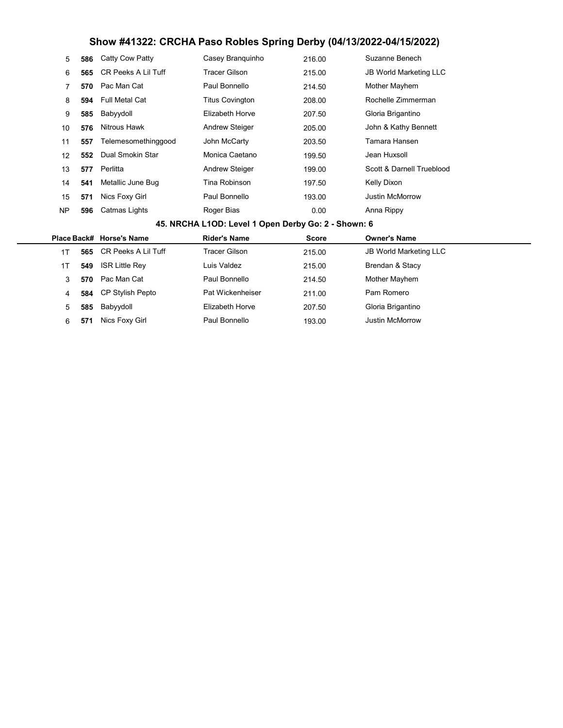# Show #41322: CRCHA Paso Robles Spring Derby (04/13/2022-04/15/2022)

| | | | | | |
|---|---|---|---|---|---|
| 5 | 586 | Catty Cow Patty | Casey Branquinho | 216.00 | Suzanne Benech |
| 6 | 565 | CR Peeks A Lil Tuff | Tracer Gilson | 215.00 | JB World Marketing LLC |
| 7 | 570 | Pac Man Cat | Paul Bonnello | 214.50 | Mother Mayhem |
| 8 | 594 | Full Metal Cat | Titus Covington | 208.00 | Rochelle Zimmerman |
| 9 | 585 | Babyydoll | Elizabeth Horve | 207.50 | Gloria Brigantino |
| 10 | 576 | Nitrous Hawk | Andrew Steiger | 205.00 | John & Kathy Bennett |
| 11 | 557 | Telemesomethinggood | John McCarty | 203.50 | Tamara Hansen |
| 12 | 552 | Dual Smokin Star | Monica Caetano | 199.50 | Jean Huxsoll |
| 13 | 577 | Perlitta | Andrew Steiger | 199.00 | Scott & Darnell Trueblood |
| 14 | 541 | Metallic June Bug | Tina Robinson | 197.50 | Kelly Dixon |
| 15 | 571 | Nics Foxy Girl | Paul Bonnello | 193.00 | Justin McMorrow |
| NP | 596 | Catmas Lights | Roger Bias | 0.00 | Anna Rippy |

## 45. NRCHA L1OD: Level 1 Open Derby Go: 2 - Shown: 6

| Place | Back# | Horse's Name | Rider's Name | Score | Owner's Name |
|---|---|---|---|---|---|
| 1T | 565 | CR Peeks A Lil Tuff | Tracer Gilson | 215.00 | JB World Marketing LLC |
| 1T | 549 | ISR Little Rey | Luis Valdez | 215.00 | Brendan & Stacy |
| 3 | 570 | Pac Man Cat | Paul Bonnello | 214.50 | Mother Mayhem |
| 4 | 584 | CP Stylish Pepto | Pat Wickenheiser | 211.00 | Pam Romero |
| 5 | 585 | Babyydoll | Elizabeth Horve | 207.50 | Gloria Brigantino |
| 6 | 571 | Nics Foxy Girl | Paul Bonnello | 193.00 | Justin McMorrow |